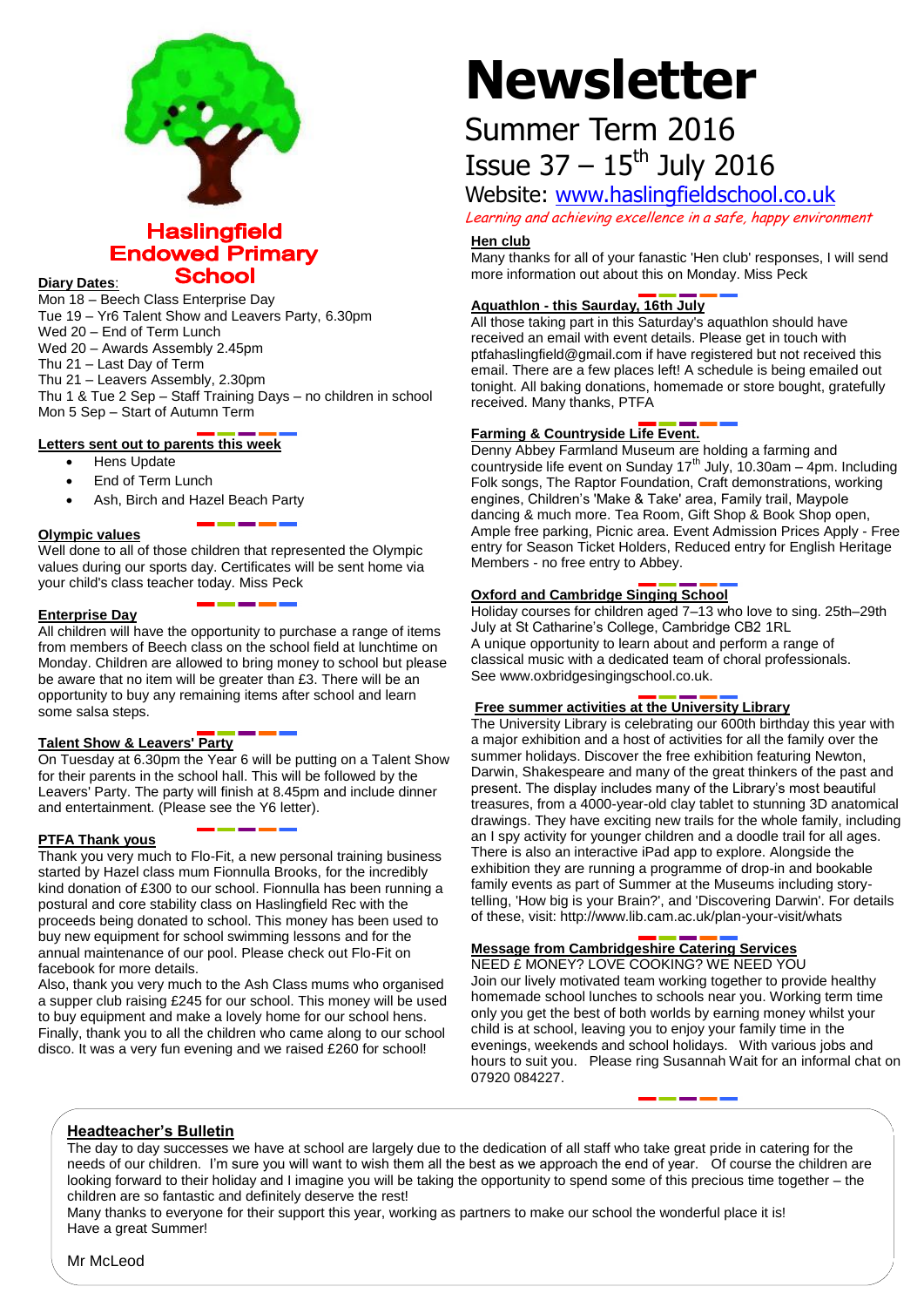# Newsletter

## Summer Term 2016

## Issue 37 – 15th July 2016

Website: www.haslingfieldschool.co.uk

*Learning and achieving excellence in a safe, happy environment*

**Haslingfield Endowed Primary School**

### Diary Dates:

Mon 18 – Beech Class Enterprise Day
Tue 19 – Yr6 Talent Show and Leavers Party, 6.30pm
Wed 20 – End of Term Lunch
Wed 20 – Awards Assembly 2.45pm
Thu 21 – Last Day of Term
Thu 21 – Leavers Assembly, 2.30pm
Thu 1 & Tue 2 Sep – Staff Training Days – no children in school
Mon 5 Sep – Start of Autumn Term

### Letters sent out to parents this week

- Hens Update
- End of Term Lunch
- Ash, Birch and Hazel Beach Party

### Olympic values

Well done to all of those children that represented the Olympic values during our sports day. Certificates will be sent home via your child's class teacher today. Miss Peck

### Enterprise Day

All children will have the opportunity to purchase a range of items from members of Beech class on the school field at lunchtime on Monday. Children are allowed to bring money to school but please be aware that no item will be greater than £3. There will be an opportunity to buy any remaining items after school and learn some salsa steps.

### Talent Show & Leavers' Party

On Tuesday at 6.30pm the Year 6 will be putting on a Talent Show for their parents in the school hall. This will be followed by the Leavers' Party. The party will finish at 8.45pm and include dinner and entertainment. (Please see the Y6 letter).

### PTFA Thank yous

Thank you very much to Flo-Fit, a new personal training business started by Hazel class mum Fionnulla Brooks, for the incredibly kind donation of £300 to our school. Fionnulla has been running a postural and core stability class on Haslingfield Rec with the proceeds being donated to school. This money has been used to buy new equipment for school swimming lessons and for the annual maintenance of our pool. Please check out Flo-Fit on facebook for more details.

Also, thank you very much to the Ash Class mums who organised a supper club raising £245 for our school. This money will be used to buy equipment and make a lovely home for our school hens.

Finally, thank you to all the children who came along to our school disco. It was a very fun evening and we raised £260 for school!

### Hen club

Many thanks for all of your fanastic 'Hen club' responses, I will send more information out about this on Monday. Miss Peck

### Aquathlon - this Saurday, 16th July

All those taking part in this Saturday's aquathlon should have received an email with event details. Please get in touch with ptfahaslingfield@gmail.com if have registered but not received this email. There are a few places left! A schedule is being emailed out tonight. All baking donations, homemade or store bought, gratefully received. Many thanks, PTFA

### Farming & Countryside Life Event.

Denny Abbey Farmland Museum are holding a farming and countryside life event on Sunday 17th July, 10.30am – 4pm. Including Folk songs, The Raptor Foundation, Craft demonstrations, working engines, Children's 'Make & Take' area, Family trail, Maypole dancing & much more. Tea Room, Gift Shop & Book Shop open, Ample free parking, Picnic area. Event Admission Prices Apply - Free entry for Season Ticket Holders, Reduced entry for English Heritage Members - no free entry to Abbey.

### Oxford and Cambridge Singing School

Holiday courses for children aged 7–13 who love to sing. 25th–29th July at St Catharine's College, Cambridge CB2 1RL
A unique opportunity to learn about and perform a range of classical music with a dedicated team of choral professionals.
See www.oxbridgesingingschool.co.uk.

### Free summer activities at the University Library

The University Library is celebrating our 600th birthday this year with a major exhibition and a host of activities for all the family over the summer holidays. Discover the free exhibition featuring Newton, Darwin, Shakespeare and many of the great thinkers of the past and present. The display includes many of the Library's most beautiful treasures, from a 4000-year-old clay tablet to stunning 3D anatomical drawings. They have exciting new trails for the whole family, including an I spy activity for younger children and a doodle trail for all ages. There is also an interactive iPad app to explore. Alongside the exhibition they are running a programme of drop-in and bookable family events as part of Summer at the Museums including story-telling, 'How big is your Brain?', and 'Discovering Darwin'. For details of these, visit: http://www.lib.cam.ac.uk/plan-your-visit/whats

### Message from Cambridgeshire Catering Services

NEED £ MONEY? LOVE COOKING? WE NEED YOU
Join our lively motivated team working together to provide healthy homemade school lunches to schools near you. Working term time only you get the best of both worlds by earning money whilst your child is at school, leaving you to enjoy your family time in the evenings, weekends and school holidays. With various jobs and hours to suit you. Please ring Susannah Wait for an informal chat on 07920 084227.

### Headteacher's Bulletin

The day to day successes we have at school are largely due to the dedication of all staff who take great pride in catering for the needs of our children. I'm sure you will want to wish them all the best as we approach the end of year. Of course the children are looking forward to their holiday and I imagine you will be taking the opportunity to spend some of this precious time together – the children are so fantastic and definitely deserve the rest!
Many thanks to everyone for their support this year, working as partners to make our school the wonderful place it is!
Have a great Summer!

Mr McLeod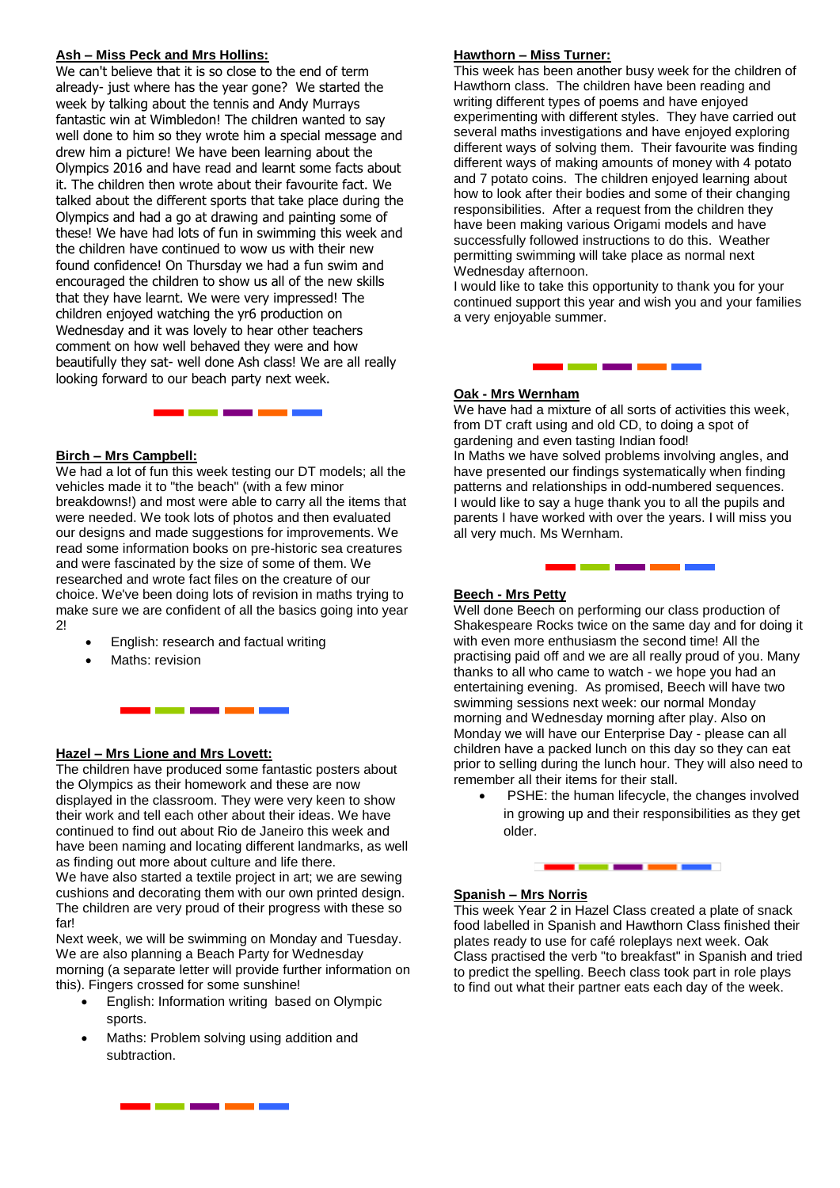**Ash – Miss Peck and Mrs Hollins:**

We can't believe that it is so close to the end of term already- just where has the year gone? We started the week by talking about the tennis and Andy Murrays fantastic win at Wimbledon! The children wanted to say well done to him so they wrote him a special message and drew him a picture! We have been learning about the Olympics 2016 and have read and learnt some facts about it. The children then wrote about their favourite fact. We talked about the different sports that take place during the Olympics and had a go at drawing and painting some of these! We have had lots of fun in swimming this week and the children have continued to wow us with their new found confidence! On Thursday we had a fun swim and encouraged the children to show us all of the new skills that they have learnt. We were very impressed! The children enjoyed watching the yr6 production on Wednesday and it was lovely to hear other teachers comment on how well behaved they were and how beautifully they sat- well done Ash class! We are all really looking forward to our beach party next week.

**Birch – Mrs Campbell:**

We had a lot of fun this week testing our DT models; all the vehicles made it to "the beach" (with a few minor breakdowns!) and most were able to carry all the items that were needed. We took lots of photos and then evaluated our designs and made suggestions for improvements. We read some information books on pre-historic sea creatures and were fascinated by the size of some of them. We researched and wrote fact files on the creature of our choice. We've been doing lots of revision in maths trying to make sure we are confident of all the basics going into year 2!

- English: research and factual writing
- Maths: revision

**Hazel – Mrs Lione and Mrs Lovett:**

The children have produced some fantastic posters about the Olympics as their homework and these are now displayed in the classroom. They were very keen to show their work and tell each other about their ideas. We have continued to find out about Rio de Janeiro this week and have been naming and locating different landmarks, as well as finding out more about culture and life there.

We have also started a textile project in art; we are sewing cushions and decorating them with our own printed design. The children are very proud of their progress with these so far!

Next week, we will be swimming on Monday and Tuesday. We are also planning a Beach Party for Wednesday morning (a separate letter will provide further information on this). Fingers crossed for some sunshine!

- English: Information writing based on Olympic sports.
- Maths: Problem solving using addition and subtraction.

**Hawthorn – Miss Turner:**

This week has been another busy week for the children of Hawthorn class. The children have been reading and writing different types of poems and have enjoyed experimenting with different styles. They have carried out several maths investigations and have enjoyed exploring different ways of solving them. Their favourite was finding different ways of making amounts of money with 4 potato and 7 potato coins. The children enjoyed learning about how to look after their bodies and some of their changing responsibilities. After a request from the children they have been making various Origami models and have successfully followed instructions to do this. Weather permitting swimming will take place as normal next Wednesday afternoon.

I would like to take this opportunity to thank you for your continued support this year and wish you and your families a very enjoyable summer.

**Oak - Mrs Wernham**

We have had a mixture of all sorts of activities this week, from DT craft using and old CD, to doing a spot of gardening and even tasting Indian food!

In Maths we have solved problems involving angles, and have presented our findings systematically when finding patterns and relationships in odd-numbered sequences.

I would like to say a huge thank you to all the pupils and parents I have worked with over the years. I will miss you all very much. Ms Wernham.

**Beech - Mrs Petty**

Well done Beech on performing our class production of Shakespeare Rocks twice on the same day and for doing it with even more enthusiasm the second time! All the practising paid off and we are all really proud of you. Many thanks to all who came to watch - we hope you had an entertaining evening. As promised, Beech will have two swimming sessions next week: our normal Monday morning and Wednesday morning after play. Also on Monday we will have our Enterprise Day - please can all children have a packed lunch on this day so they can eat prior to selling during the lunch hour. They will also need to remember all their items for their stall.

- PSHE: the human lifecycle, the changes involved in growing up and their responsibilities as they get older.

**Spanish – Mrs Norris**

This week Year 2 in Hazel Class created a plate of snack food labelled in Spanish and Hawthorn Class finished their plates ready to use for café roleplays next week. Oak Class practised the verb "to breakfast" in Spanish and tried to predict the spelling. Beech class took part in role plays to find out what their partner eats each day of the week.